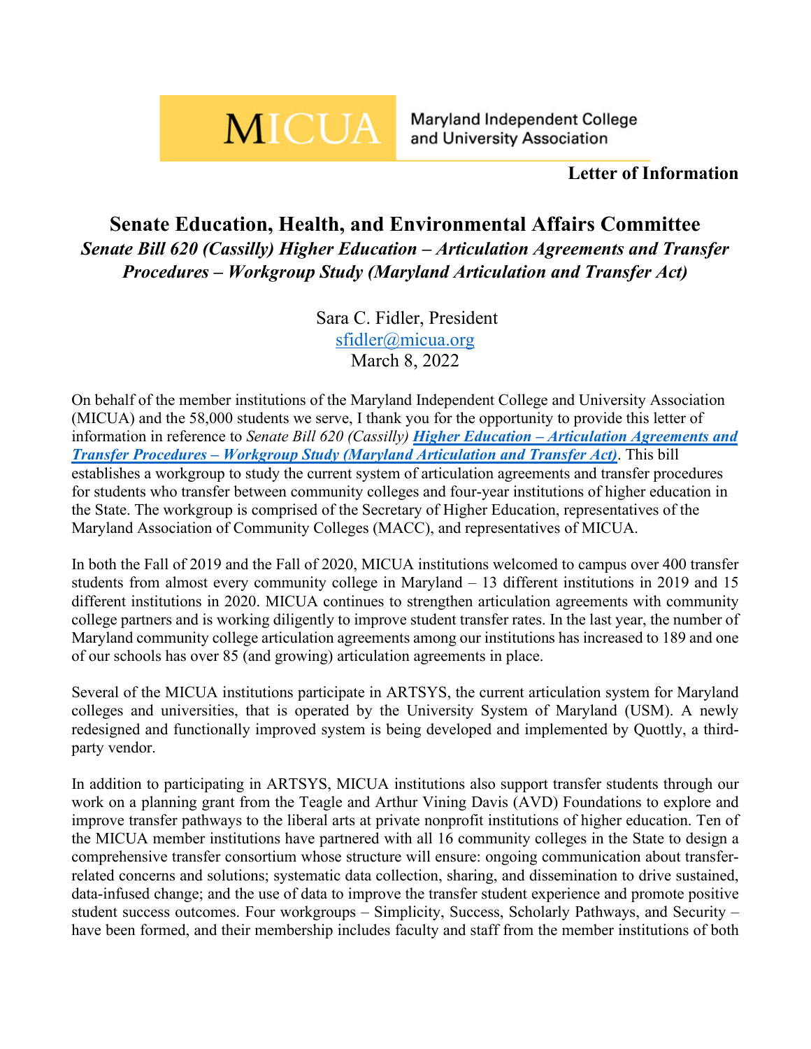MICUA Maryland Independent College and University Association

**Letter of Information**

# Senate Education, Health, and Environmental Affairs Committee

## *Senate Bill 620 (Cassilly) Higher Education – Articulation Agreements and Transfer Procedures – Workgroup Study (Maryland Articulation and Transfer Act)*

Sara C. Fidler, President
sfidler@micua.org
March 8, 2022

On behalf of the member institutions of the Maryland Independent College and University Association (MICUA) and the 58,000 students we serve, I thank you for the opportunity to provide this letter of information in reference to *Senate Bill 620 (Cassilly)* ***Higher Education – Articulation Agreements and Transfer Procedures – Workgroup Study (Maryland Articulation and Transfer Act)***. This bill establishes a workgroup to study the current system of articulation agreements and transfer procedures for students who transfer between community colleges and four-year institutions of higher education in the State. The workgroup is comprised of the Secretary of Higher Education, representatives of the Maryland Association of Community Colleges (MACC), and representatives of MICUA.

In both the Fall of 2019 and the Fall of 2020, MICUA institutions welcomed to campus over 400 transfer students from almost every community college in Maryland – 13 different institutions in 2019 and 15 different institutions in 2020. MICUA continues to strengthen articulation agreements with community college partners and is working diligently to improve student transfer rates. In the last year, the number of Maryland community college articulation agreements among our institutions has increased to 189 and one of our schools has over 85 (and growing) articulation agreements in place.

Several of the MICUA institutions participate in ARTSYS, the current articulation system for Maryland colleges and universities, that is operated by the University System of Maryland (USM). A newly redesigned and functionally improved system is being developed and implemented by Quottly, a third-party vendor.

In addition to participating in ARTSYS, MICUA institutions also support transfer students through our work on a planning grant from the Teagle and Arthur Vining Davis (AVD) Foundations to explore and improve transfer pathways to the liberal arts at private nonprofit institutions of higher education. Ten of the MICUA member institutions have partnered with all 16 community colleges in the State to design a comprehensive transfer consortium whose structure will ensure: ongoing communication about transfer-related concerns and solutions; systematic data collection, sharing, and dissemination to drive sustained, data-infused change; and the use of data to improve the transfer student experience and promote positive student success outcomes. Four workgroups – Simplicity, Success, Scholarly Pathways, and Security – have been formed, and their membership includes faculty and staff from the member institutions of both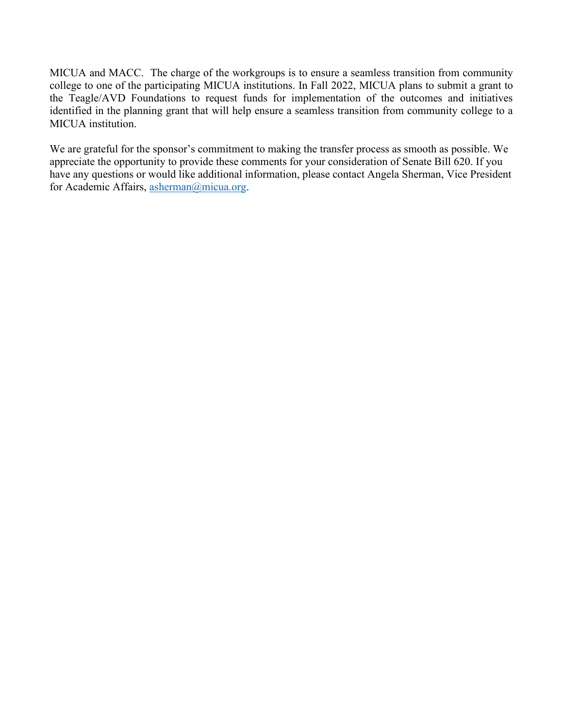MICUA and MACC. The charge of the workgroups is to ensure a seamless transition from community college to one of the participating MICUA institutions. In Fall 2022, MICUA plans to submit a grant to the Teagle/AVD Foundations to request funds for implementation of the outcomes and initiatives identified in the planning grant that will help ensure a seamless transition from community college to a MICUA institution.

We are grateful for the sponsor's commitment to making the transfer process as smooth as possible. We appreciate the opportunity to provide these comments for your consideration of Senate Bill 620. If you have any questions or would like additional information, please contact Angela Sherman, Vice President for Academic Affairs, asherman@micua.org.